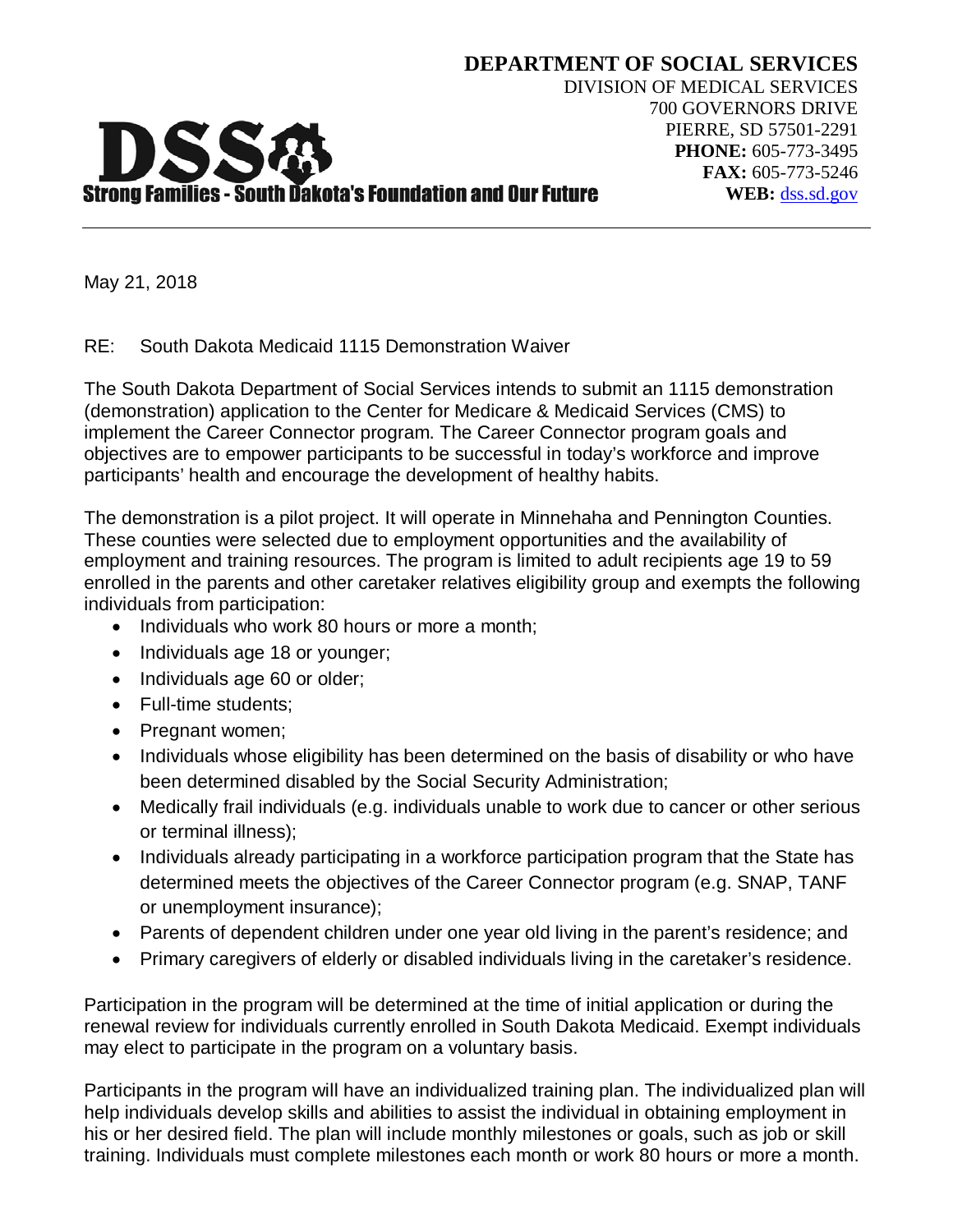**DEPARTMENT OF SOCIAL SERVICES**
DIVISION OF MEDICAL SERVICES
700 GOVERNORS DRIVE
PIERRE, SD 57501-2291
**PHONE:** 605-773-3495
**FAX:** 605-773-5246
**WEB:** dss.sd.gov

**DSS**
**Strong Families - South Dakota's Foundation and Our Future**

May 21, 2018

RE: South Dakota Medicaid 1115 Demonstration Waiver

The South Dakota Department of Social Services intends to submit an 1115 demonstration (demonstration) application to the Center for Medicare & Medicaid Services (CMS) to implement the Career Connector program. The Career Connector program goals and objectives are to empower participants to be successful in today's workforce and improve participants' health and encourage the development of healthy habits.

The demonstration is a pilot project. It will operate in Minnehaha and Pennington Counties. These counties were selected due to employment opportunities and the availability of employment and training resources. The program is limited to adult recipients age 19 to 59 enrolled in the parents and other caretaker relatives eligibility group and exempts the following individuals from participation:

- Individuals who work 80 hours or more a month;
- Individuals age 18 or younger;
- Individuals age 60 or older;
- Full-time students;
- Pregnant women;
- Individuals whose eligibility has been determined on the basis of disability or who have been determined disabled by the Social Security Administration;
- Medically frail individuals (e.g. individuals unable to work due to cancer or other serious or terminal illness);
- Individuals already participating in a workforce participation program that the State has determined meets the objectives of the Career Connector program (e.g. SNAP, TANF or unemployment insurance);
- Parents of dependent children under one year old living in the parent's residence; and
- Primary caregivers of elderly or disabled individuals living in the caretaker's residence.

Participation in the program will be determined at the time of initial application or during the renewal review for individuals currently enrolled in South Dakota Medicaid. Exempt individuals may elect to participate in the program on a voluntary basis.

Participants in the program will have an individualized training plan. The individualized plan will help individuals develop skills and abilities to assist the individual in obtaining employment in his or her desired field. The plan will include monthly milestones or goals, such as job or skill training. Individuals must complete milestones each month or work 80 hours or more a month.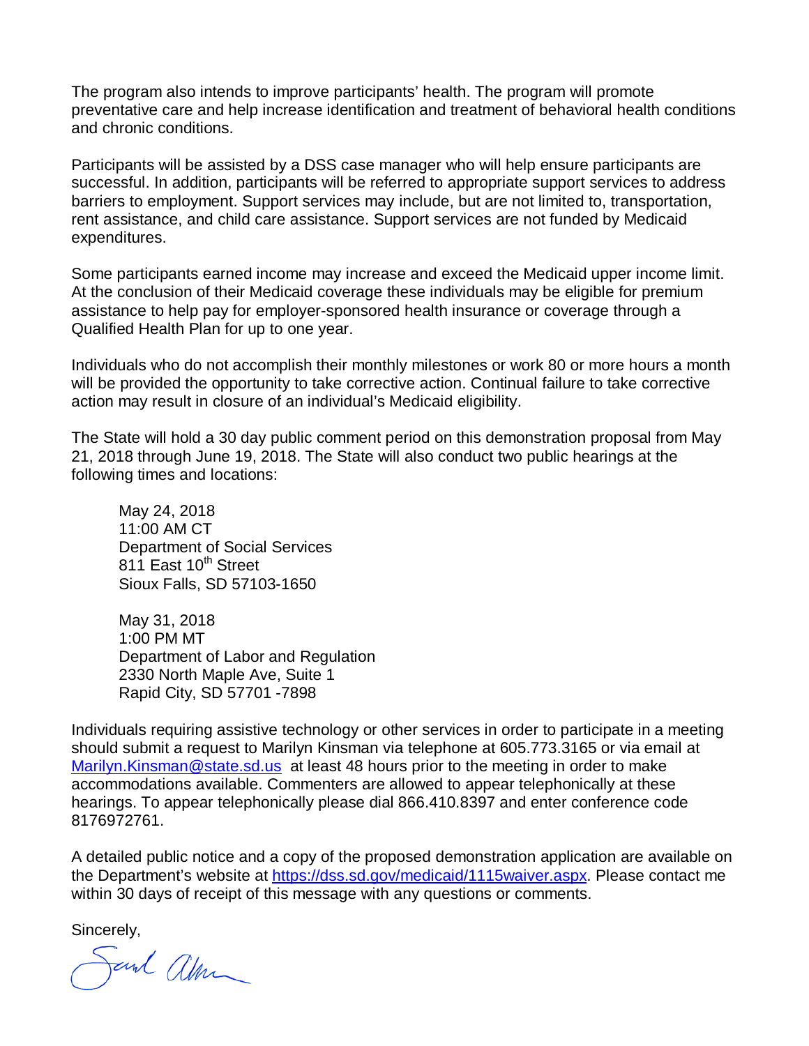The program also intends to improve participants' health. The program will promote preventative care and help increase identification and treatment of behavioral health conditions and chronic conditions.

Participants will be assisted by a DSS case manager who will help ensure participants are successful. In addition, participants will be referred to appropriate support services to address barriers to employment. Support services may include, but are not limited to, transportation, rent assistance, and child care assistance. Support services are not funded by Medicaid expenditures.

Some participants earned income may increase and exceed the Medicaid upper income limit. At the conclusion of their Medicaid coverage these individuals may be eligible for premium assistance to help pay for employer-sponsored health insurance or coverage through a Qualified Health Plan for up to one year.

Individuals who do not accomplish their monthly milestones or work 80 or more hours a month will be provided the opportunity to take corrective action. Continual failure to take corrective action may result in closure of an individual's Medicaid eligibility.

The State will hold a 30 day public comment period on this demonstration proposal from May 21, 2018 through June 19, 2018. The State will also conduct two public hearings at the following times and locations:

May 24, 2018  
11:00 AM CT  
Department of Social Services  
811 East 10th Street  
Sioux Falls, SD 57103-1650

May 31, 2018  
1:00 PM MT  
Department of Labor and Regulation  
2330 North Maple Ave, Suite 1  
Rapid City, SD 57701 -7898

Individuals requiring assistive technology or other services in order to participate in a meeting should submit a request to Marilyn Kinsman via telephone at 605.773.3165 or via email at Marilyn.Kinsman@state.sd.us at least 48 hours prior to the meeting in order to make accommodations available. Commenters are allowed to appear telephonically at these hearings. To appear telephonically please dial 866.410.8397 and enter conference code 8176972761.

A detailed public notice and a copy of the proposed demonstration application are available on the Department's website at https://dss.sd.gov/medicaid/1115waiver.aspx. Please contact me within 30 days of receipt of this message with any questions or comments.

Sincerely,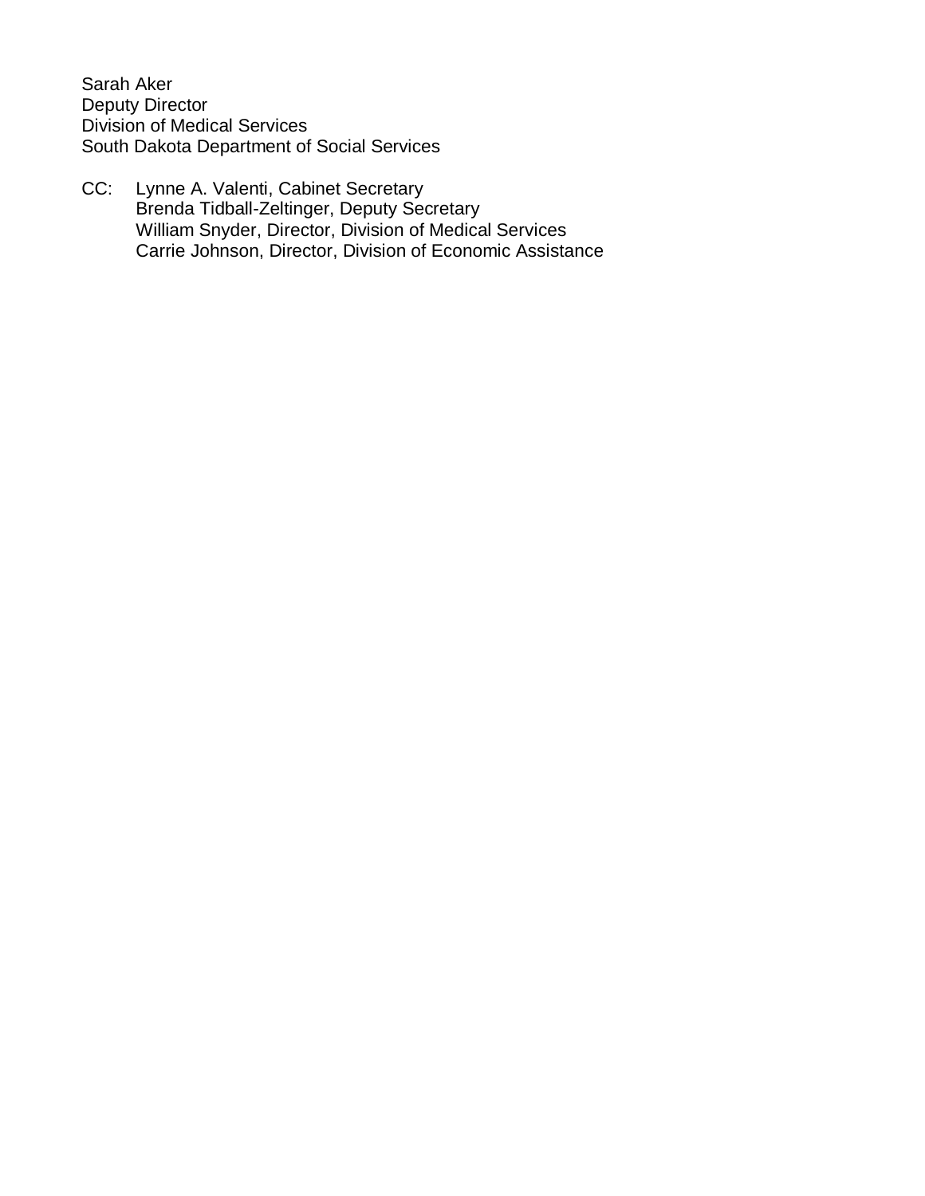Sarah Aker
Deputy Director
Division of Medical Services
South Dakota Department of Social Services

CC: Lynne A. Valenti, Cabinet Secretary
Brenda Tidball-Zeltinger, Deputy Secretary
William Snyder, Director, Division of Medical Services
Carrie Johnson, Director, Division of Economic Assistance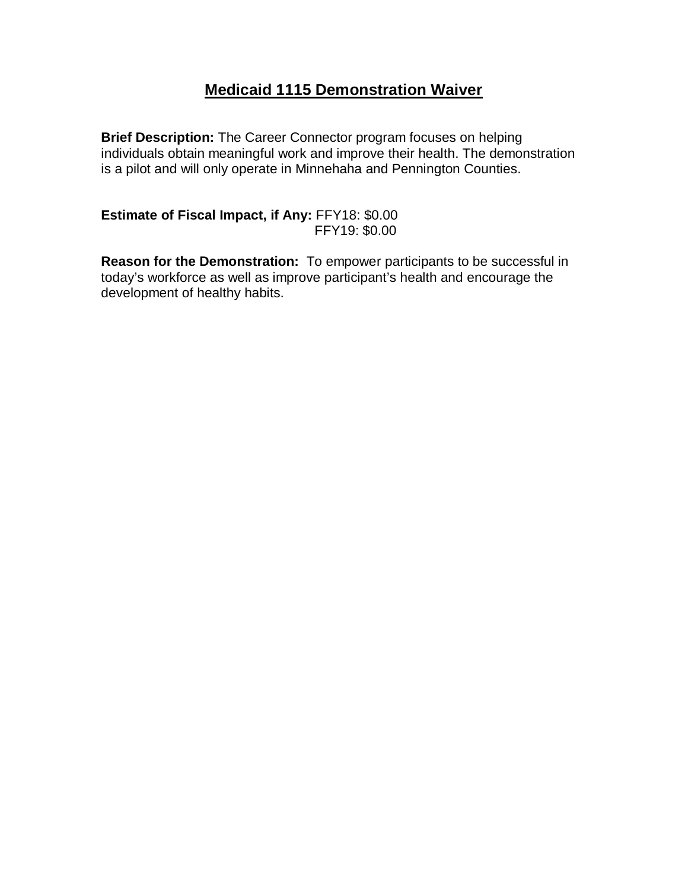# Medicaid 1115 Demonstration Waiver

**Brief Description:** The Career Connector program focuses on helping individuals obtain meaningful work and improve their health. The demonstration is a pilot and will only operate in Minnehaha and Pennington Counties.

**Estimate of Fiscal Impact, if Any:** FFY18: $0.00
FFY19: $0.00

**Reason for the Demonstration:** To empower participants to be successful in today's workforce as well as improve participant's health and encourage the development of healthy habits.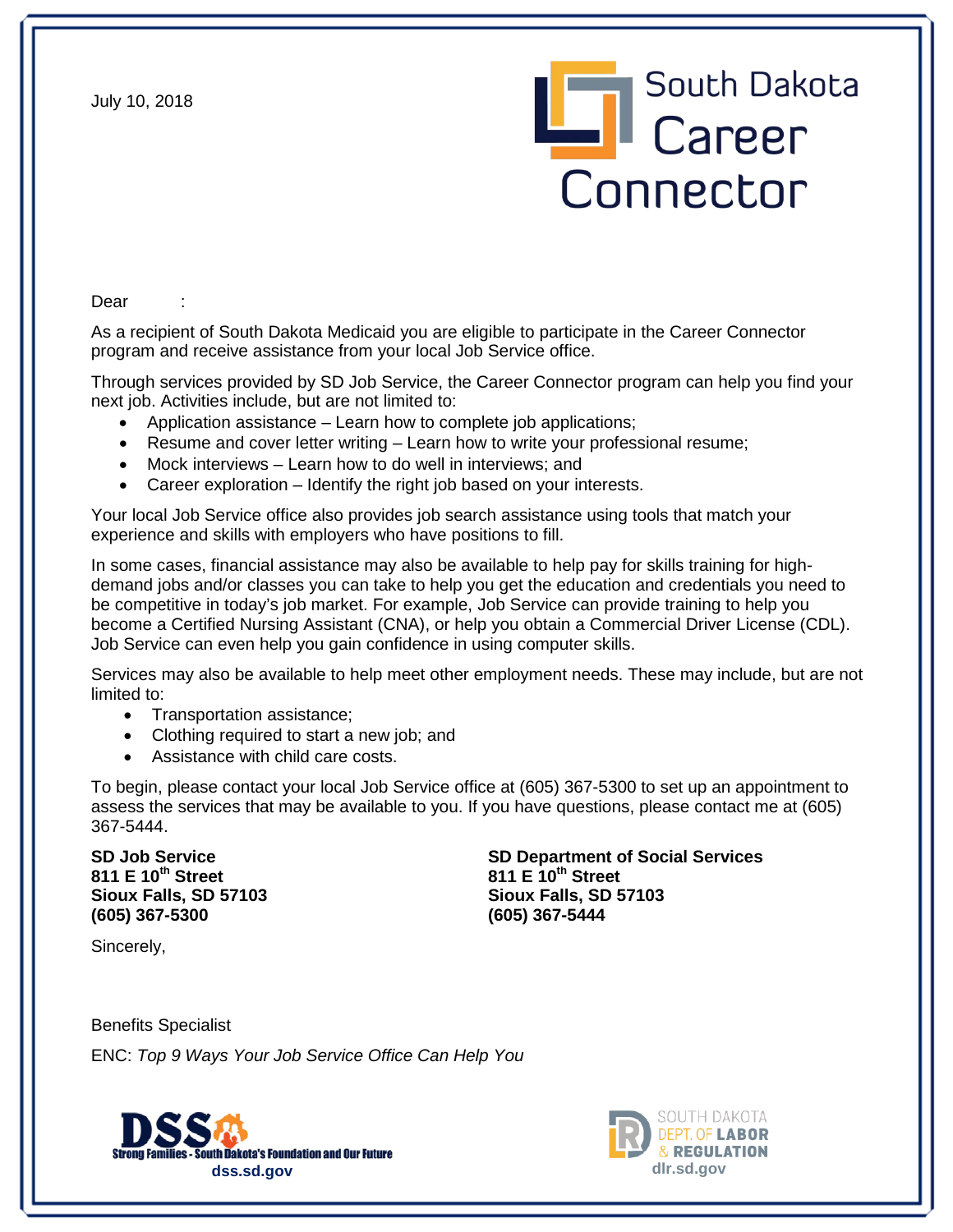July 10, 2018

South Dakota Career Connector

Dear :

As a recipient of South Dakota Medicaid you are eligible to participate in the Career Connector program and receive assistance from your local Job Service office.

Through services provided by SD Job Service, the Career Connector program can help you find your next job. Activities include, but are not limited to:

- Application assistance – Learn how to complete job applications;
- Resume and cover letter writing – Learn how to write your professional resume;
- Mock interviews – Learn how to do well in interviews; and
- Career exploration – Identify the right job based on your interests.

Your local Job Service office also provides job search assistance using tools that match your experience and skills with employers who have positions to fill.

In some cases, financial assistance may also be available to help pay for skills training for high-demand jobs and/or classes you can take to help you get the education and credentials you need to be competitive in today's job market. For example, Job Service can provide training to help you become a Certified Nursing Assistant (CNA), or help you obtain a Commercial Driver License (CDL). Job Service can even help you gain confidence in using computer skills.

Services may also be available to help meet other employment needs. These may include, but are not limited to:

- Transportation assistance;
- Clothing required to start a new job; and
- Assistance with child care costs.

To begin, please contact your local Job Service office at (605) 367-5300 to set up an appointment to assess the services that may be available to you. If you have questions, please contact me at (605) 367-5444.

**SD Job Service**
**811 E 10th Street**
**Sioux Falls, SD 57103**
**(605) 367-5300**

**SD Department of Social Services**
**811 E 10th Street**
**Sioux Falls, SD 57103**
**(605) 367-5444**

Sincerely,

Benefits Specialist

ENC: *Top 9 Ways Your Job Service Office Can Help You*

DSS Strong Families - South Dakota's Foundation and Our Future
dss.sd.gov

South Dakota Dept. of Labor & Regulation
dlr.sd.gov